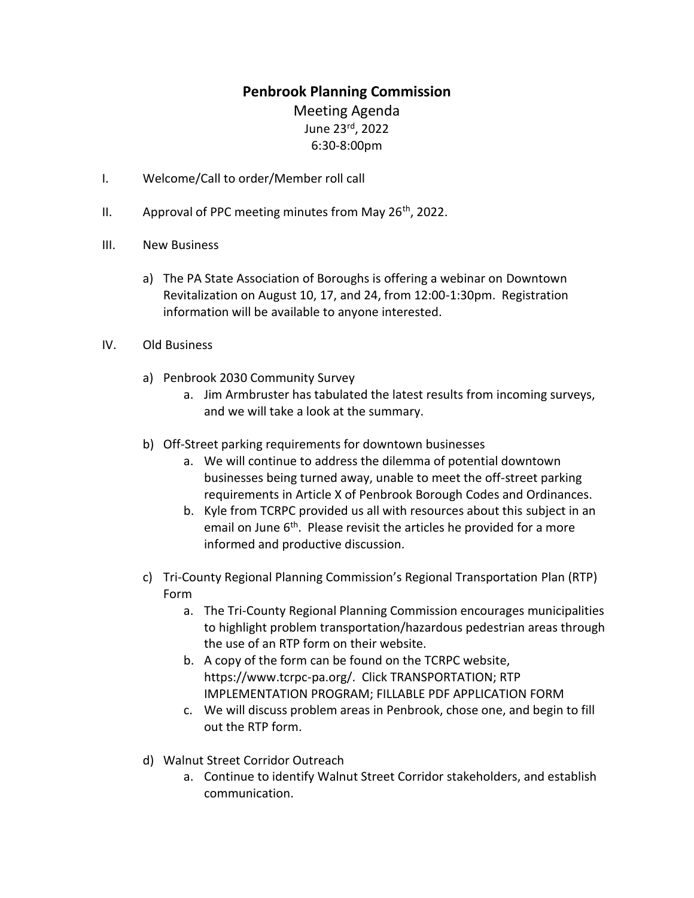# Penbrook Planning Commission

## Meeting Agenda

June 23rd, 2022

6:30-8:00pm

I. Welcome/Call to order/Member roll call

II. Approval of PPC meeting minutes from May 26th, 2022.

III. New Business

   a) The PA State Association of Boroughs is offering a webinar on Downtown Revitalization on August 10, 17, and 24, from 12:00-1:30pm. Registration information will be available to anyone interested.

IV. Old Business

   a) Penbrook 2030 Community Survey
      a. Jim Armbruster has tabulated the latest results from incoming surveys, and we will take a look at the summary.

   b) Off-Street parking requirements for downtown businesses
      a. We will continue to address the dilemma of potential downtown businesses being turned away, unable to meet the off-street parking requirements in Article X of Penbrook Borough Codes and Ordinances.
      b. Kyle from TCRPC provided us all with resources about this subject in an email on June 6th. Please revisit the articles he provided for a more informed and productive discussion.

   c) Tri-County Regional Planning Commission's Regional Transportation Plan (RTP) Form
      a. The Tri-County Regional Planning Commission encourages municipalities to highlight problem transportation/hazardous pedestrian areas through the use of an RTP form on their website.
      b. A copy of the form can be found on the TCRPC website, https://www.tcrpc-pa.org/. Click TRANSPORTATION; RTP IMPLEMENTATION PROGRAM; FILLABLE PDF APPLICATION FORM
      c. We will discuss problem areas in Penbrook, chose one, and begin to fill out the RTP form.

   d) Walnut Street Corridor Outreach
      a. Continue to identify Walnut Street Corridor stakeholders, and establish communication.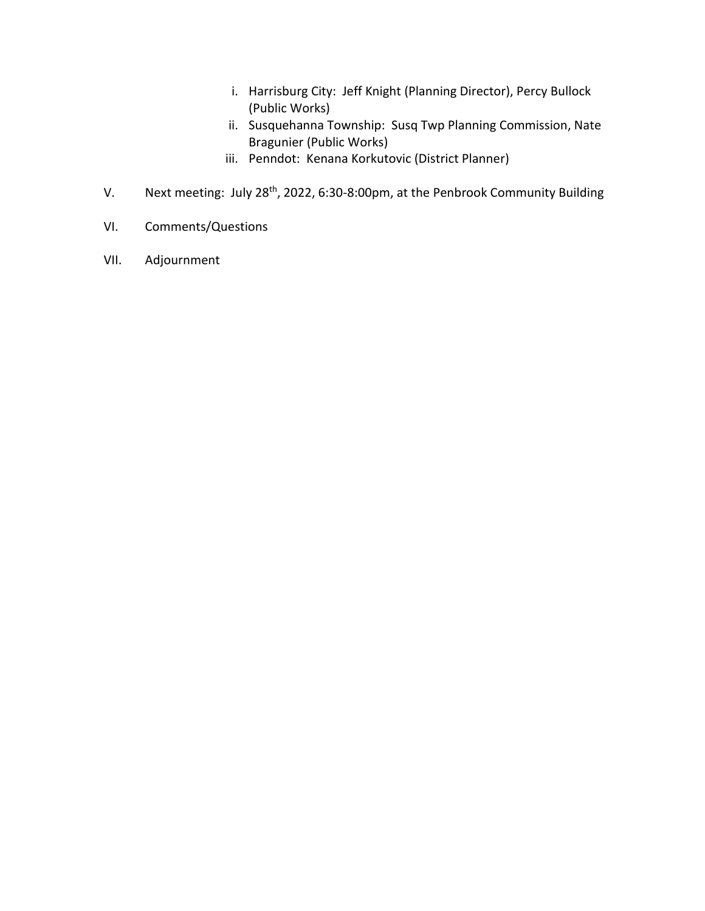i. Harrisburg City: Jeff Knight (Planning Director), Percy Bullock (Public Works)
   ii. Susquehanna Township: Susq Twp Planning Commission, Nate Bragunier (Public Works)
   iii. Penndot: Kenana Korkutovic (District Planner)

V. Next meeting: July 28th, 2022, 6:30-8:00pm, at the Penbrook Community Building

VI. Comments/Questions

VII. Adjournment